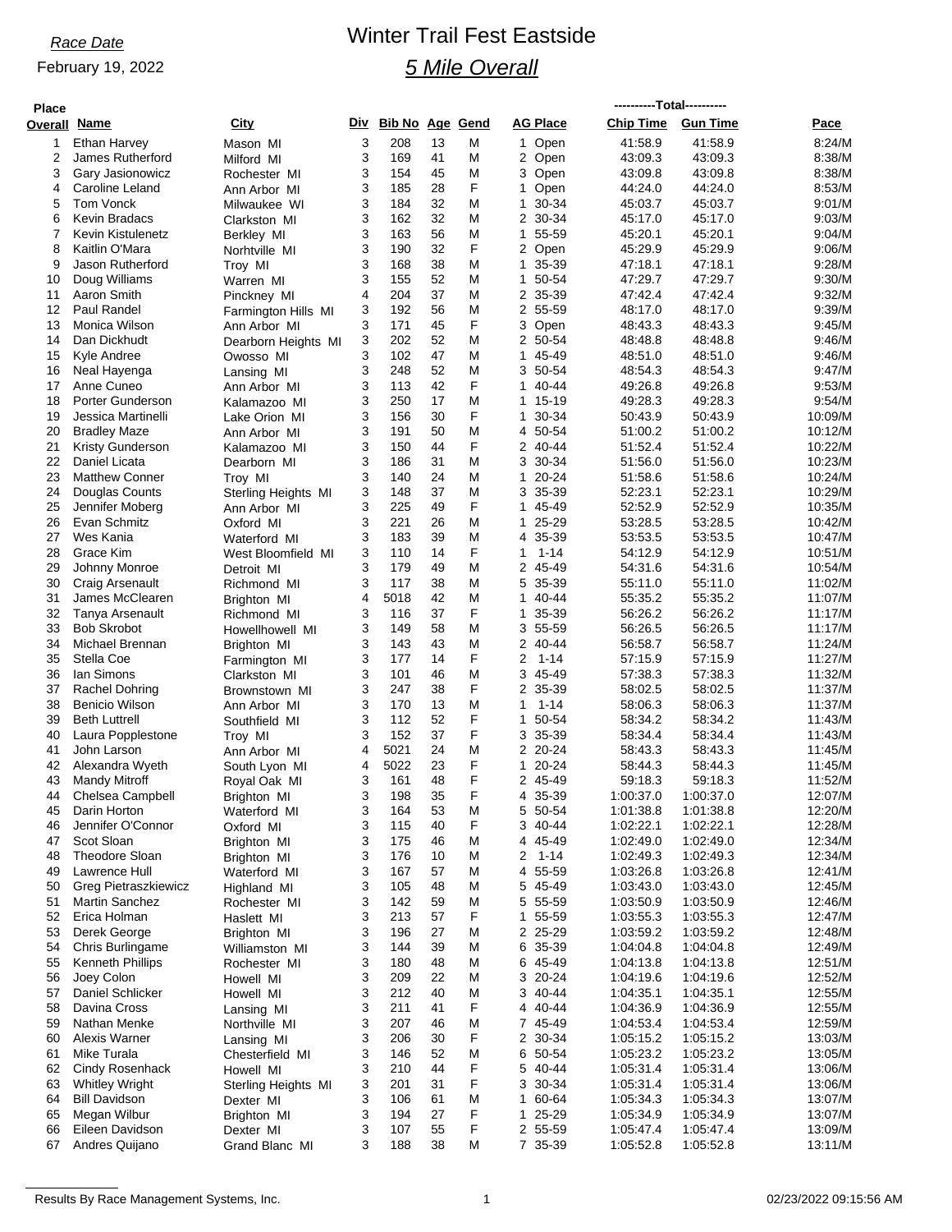*Race Date*

February 19, 2022

# Winter Trail Fest Eastside

## *5 Mile Overall*

| Place Overall | Name | City | Div | Bib No | Age | Gend | AG Place | Chip Time | Gun Time | Pace |
|---|---|---|---|---|---|---|---|---|---|---|
| | | | | | | | | ----------Total---------- | | |
| 1 | Ethan Harvey | Mason MI | 3 | 208 | 13 | M | 1 Open | 41:58.9 | 41:58.9 | 8:24/M |
| 2 | James Rutherford | Milford MI | 3 | 169 | 41 | M | 2 Open | 43:09.3 | 43:09.3 | 8:38/M |
| 3 | Gary Jasionowicz | Rochester MI | 3 | 154 | 45 | M | 3 Open | 43:09.8 | 43:09.8 | 8:38/M |
| 4 | Caroline Leland | Ann Arbor MI | 3 | 185 | 28 | F | 1 Open | 44:24.0 | 44:24.0 | 8:53/M |
| 5 | Tom Vonck | Milwaukee WI | 3 | 184 | 32 | M | 1 30-34 | 45:03.7 | 45:03.7 | 9:01/M |
| 6 | Kevin Bradacs | Clarkston MI | 3 | 162 | 32 | M | 2 30-34 | 45:17.0 | 45:17.0 | 9:03/M |
| 7 | Kevin Kistulenetz | Berkley MI | 3 | 163 | 56 | M | 1 55-59 | 45:20.1 | 45:20.1 | 9:04/M |
| 8 | Kaitlin O'Mara | Norhtville MI | 3 | 190 | 32 | F | 2 Open | 45:29.9 | 45:29.9 | 9:06/M |
| 9 | Jason Rutherford | Troy MI | 3 | 168 | 38 | M | 1 35-39 | 47:18.1 | 47:18.1 | 9:28/M |
| 10 | Doug Williams | Warren MI | 3 | 155 | 52 | M | 1 50-54 | 47:29.7 | 47:29.7 | 9:30/M |
| 11 | Aaron Smith | Pinckney MI | 4 | 204 | 37 | M | 2 35-39 | 47:42.4 | 47:42.4 | 9:32/M |
| 12 | Paul Randel | Farmington Hills MI | 3 | 192 | 56 | M | 2 55-59 | 48:17.0 | 48:17.0 | 9:39/M |
| 13 | Monica Wilson | Ann Arbor MI | 3 | 171 | 45 | F | 3 Open | 48:43.3 | 48:43.3 | 9:45/M |
| 14 | Dan Dickhudt | Dearborn Heights MI | 3 | 202 | 52 | M | 2 50-54 | 48:48.8 | 48:48.8 | 9:46/M |
| 15 | Kyle Andree | Owosso MI | 3 | 102 | 47 | M | 1 45-49 | 48:51.0 | 48:51.0 | 9:46/M |
| 16 | Neal Hayenga | Lansing MI | 3 | 248 | 52 | M | 3 50-54 | 48:54.3 | 48:54.3 | 9:47/M |
| 17 | Anne Cuneo | Ann Arbor MI | 3 | 113 | 42 | F | 1 40-44 | 49:26.8 | 49:26.8 | 9:53/M |
| 18 | Porter Gunderson | Kalamazoo MI | 3 | 250 | 17 | M | 1 15-19 | 49:28.3 | 49:28.3 | 9:54/M |
| 19 | Jessica Martinelli | Lake Orion MI | 3 | 156 | 30 | F | 1 30-34 | 50:43.9 | 50:43.9 | 10:09/M |
| 20 | Bradley Maze | Ann Arbor MI | 3 | 191 | 50 | M | 4 50-54 | 51:00.2 | 51:00.2 | 10:12/M |
| 21 | Kristy Gunderson | Kalamazoo MI | 3 | 150 | 44 | F | 2 40-44 | 51:52.4 | 51:52.4 | 10:22/M |
| 22 | Daniel Licata | Dearborn MI | 3 | 186 | 31 | M | 3 30-34 | 51:56.0 | 51:56.0 | 10:23/M |
| 23 | Matthew Conner | Troy MI | 3 | 140 | 24 | M | 1 20-24 | 51:58.6 | 51:58.6 | 10:24/M |
| 24 | Douglas Counts | Sterling Heights MI | 3 | 148 | 37 | M | 3 35-39 | 52:23.1 | 52:23.1 | 10:29/M |
| 25 | Jennifer Moberg | Ann Arbor MI | 3 | 225 | 49 | F | 1 45-49 | 52:52.9 | 52:52.9 | 10:35/M |
| 26 | Evan Schmitz | Oxford MI | 3 | 221 | 26 | M | 1 25-29 | 53:28.5 | 53:28.5 | 10:42/M |
| 27 | Wes Kania | Waterford MI | 3 | 183 | 39 | M | 4 35-39 | 53:53.5 | 53:53.5 | 10:47/M |
| 28 | Grace Kim | West Bloomfield MI | 3 | 110 | 14 | F | 1 1-14 | 54:12.9 | 54:12.9 | 10:51/M |
| 29 | Johnny Monroe | Detroit MI | 3 | 179 | 49 | M | 2 45-49 | 54:31.6 | 54:31.6 | 10:54/M |
| 30 | Craig Arsenault | Richmond MI | 3 | 117 | 38 | M | 5 35-39 | 55:11.0 | 55:11.0 | 11:02/M |
| 31 | James McClearen | Brighton MI | 4 | 5018 | 42 | M | 1 40-44 | 55:35.2 | 55:35.2 | 11:07/M |
| 32 | Tanya Arsenault | Richmond MI | 3 | 116 | 37 | F | 1 35-39 | 56:26.2 | 56:26.2 | 11:17/M |
| 33 | Bob Skrobot | Howellhowell MI | 3 | 149 | 58 | M | 3 55-59 | 56:26.5 | 56:26.5 | 11:17/M |
| 34 | Michael Brennan | Brighton MI | 3 | 143 | 43 | M | 2 40-44 | 56:58.7 | 56:58.7 | 11:24/M |
| 35 | Stella Coe | Farmington MI | 3 | 177 | 14 | F | 2 1-14 | 57:15.9 | 57:15.9 | 11:27/M |
| 36 | Ian Simons | Clarkston MI | 3 | 101 | 46 | M | 3 45-49 | 57:38.3 | 57:38.3 | 11:32/M |
| 37 | Rachel Dohring | Brownstown MI | 3 | 247 | 38 | F | 2 35-39 | 58:02.5 | 58:02.5 | 11:37/M |
| 38 | Benicio Wilson | Ann Arbor MI | 3 | 170 | 13 | M | 1 1-14 | 58:06.3 | 58:06.3 | 11:37/M |
| 39 | Beth Luttrell | Southfield MI | 3 | 112 | 52 | F | 1 50-54 | 58:34.2 | 58:34.2 | 11:43/M |
| 40 | Laura Popplestone | Troy MI | 3 | 152 | 37 | F | 3 35-39 | 58:34.4 | 58:34.4 | 11:43/M |
| 41 | John Larson | Ann Arbor MI | 4 | 5021 | 24 | M | 2 20-24 | 58:43.3 | 58:43.3 | 11:45/M |
| 42 | Alexandra Wyeth | South Lyon MI | 4 | 5022 | 23 | F | 1 20-24 | 58:44.3 | 58:44.3 | 11:45/M |
| 43 | Mandy Mitroff | Royal Oak MI | 3 | 161 | 48 | F | 2 45-49 | 59:18.3 | 59:18.3 | 11:52/M |
| 44 | Chelsea Campbell | Brighton MI | 3 | 198 | 35 | F | 4 35-39 | 1:00:37.0 | 1:00:37.0 | 12:07/M |
| 45 | Darin Horton | Waterford MI | 3 | 164 | 53 | M | 5 50-54 | 1:01:38.8 | 1:01:38.8 | 12:20/M |
| 46 | Jennifer O'Connor | Oxford MI | 3 | 115 | 40 | F | 3 40-44 | 1:02:22.1 | 1:02:22.1 | 12:28/M |
| 47 | Scot Sloan | Brighton MI | 3 | 175 | 46 | M | 4 45-49 | 1:02:49.0 | 1:02:49.0 | 12:34/M |
| 48 | Theodore Sloan | Brighton MI | 3 | 176 | 10 | M | 2 1-14 | 1:02:49.3 | 1:02:49.3 | 12:34/M |
| 49 | Lawrence Hull | Waterford MI | 3 | 167 | 57 | M | 4 55-59 | 1:03:26.8 | 1:03:26.8 | 12:41/M |
| 50 | Greg Pietraszkiewicz | Highland MI | 3 | 105 | 48 | M | 5 45-49 | 1:03:43.0 | 1:03:43.0 | 12:45/M |
| 51 | Martin Sanchez | Rochester MI | 3 | 142 | 59 | M | 5 55-59 | 1:03:50.9 | 1:03:50.9 | 12:46/M |
| 52 | Erica Holman | Haslett MI | 3 | 213 | 57 | F | 1 55-59 | 1:03:55.3 | 1:03:55.3 | 12:47/M |
| 53 | Derek George | Brighton MI | 3 | 196 | 27 | M | 2 25-29 | 1:03:59.2 | 1:03:59.2 | 12:48/M |
| 54 | Chris Burlingame | Williamston MI | 3 | 144 | 39 | M | 6 35-39 | 1:04:04.8 | 1:04:04.8 | 12:49/M |
| 55 | Kenneth Phillips | Rochester MI | 3 | 180 | 48 | M | 6 45-49 | 1:04:13.8 | 1:04:13.8 | 12:51/M |
| 56 | Joey Colon | Howell MI | 3 | 209 | 22 | M | 3 20-24 | 1:04:19.6 | 1:04:19.6 | 12:52/M |
| 57 | Daniel Schlicker | Howell MI | 3 | 212 | 40 | M | 3 40-44 | 1:04:35.1 | 1:04:35.1 | 12:55/M |
| 58 | Davina Cross | Lansing MI | 3 | 211 | 41 | F | 4 40-44 | 1:04:36.9 | 1:04:36.9 | 12:55/M |
| 59 | Nathan Menke | Northville MI | 3 | 207 | 46 | M | 7 45-49 | 1:04:53.4 | 1:04:53.4 | 12:59/M |
| 60 | Alexis Warner | Lansing MI | 3 | 206 | 30 | F | 2 30-34 | 1:05:15.2 | 1:05:15.2 | 13:03/M |
| 61 | Mike Turala | Chesterfield MI | 3 | 146 | 52 | M | 6 50-54 | 1:05:23.2 | 1:05:23.2 | 13:05/M |
| 62 | Cindy Rosenhack | Howell MI | 3 | 210 | 44 | F | 5 40-44 | 1:05:31.4 | 1:05:31.4 | 13:06/M |
| 63 | Whitley Wright | Sterling Heights MI | 3 | 201 | 31 | F | 3 30-34 | 1:05:31.4 | 1:05:31.4 | 13:06/M |
| 64 | Bill Davidson | Dexter MI | 3 | 106 | 61 | M | 1 60-64 | 1:05:34.3 | 1:05:34.3 | 13:07/M |
| 65 | Megan Wilbur | Brighton MI | 3 | 194 | 27 | F | 1 25-29 | 1:05:34.9 | 1:05:34.9 | 13:07/M |
| 66 | Eileen Davidson | Dexter MI | 3 | 107 | 55 | F | 2 55-59 | 1:05:47.4 | 1:05:47.4 | 13:09/M |
| 67 | Andres Quijano | Grand Blanc MI | 3 | 188 | 38 | M | 7 35-39 | 1:05:52.8 | 1:05:52.8 | 13:11/M |

Results By Race Management Systems, Inc. 02/23/2022 09:15:56 AM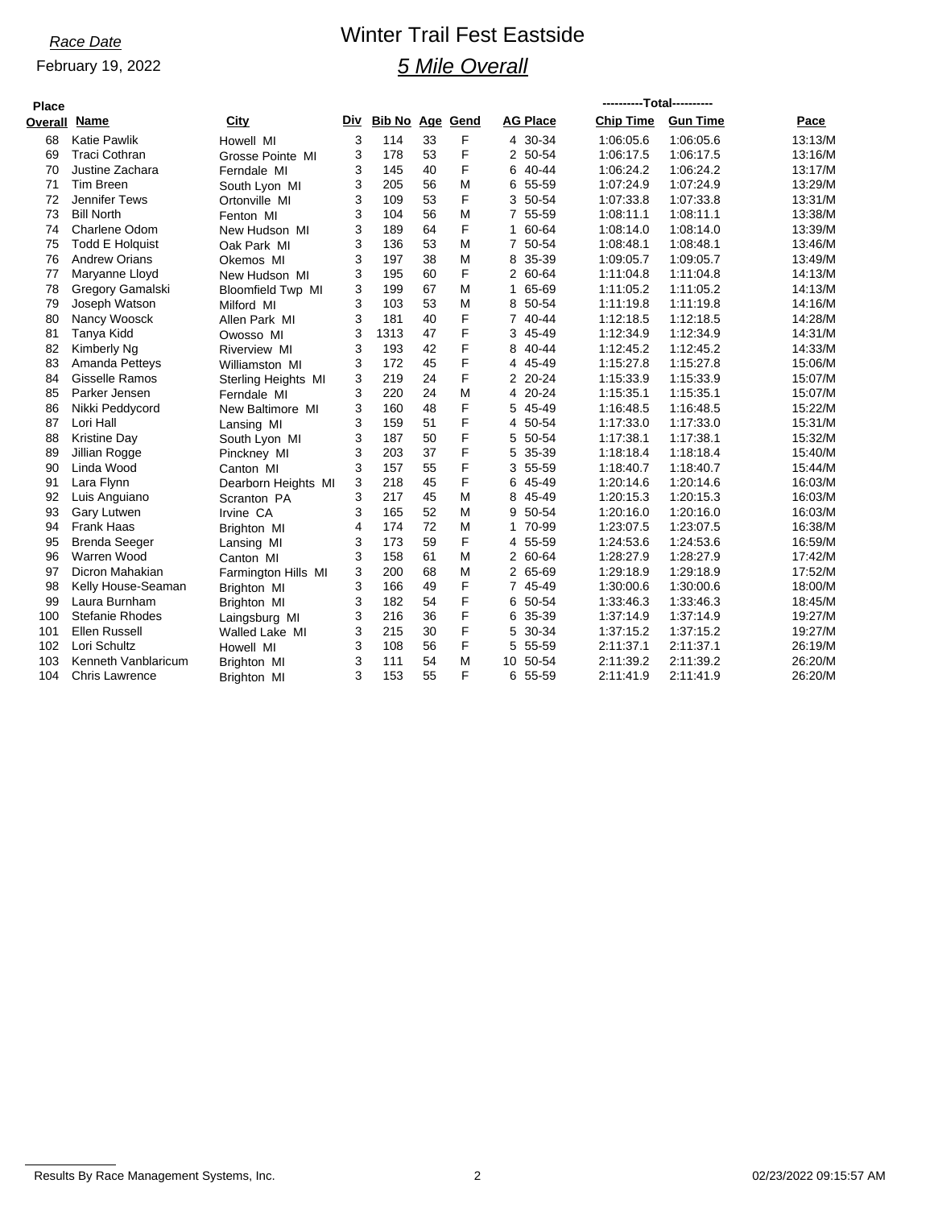*Race Date*

February 19, 2022

# Winter Trail Fest Eastside

## *5 Mile Overall*

| Place Overall | Name | City | Div | Bib No | Age | Gend | AG Place | Chip Time | Gun Time | Pace |
|---|---|---|---|---|---|---|---|---|---|---|
| 68 | Katie Pawlik | Howell MI | 3 | 114 | 33 | F | 4 30-34 | 1:06:05.6 | 1:06:05.6 | 13:13/M |
| 69 | Traci Cothran | Grosse Pointe MI | 3 | 178 | 53 | F | 2 50-54 | 1:06:17.5 | 1:06:17.5 | 13:16/M |
| 70 | Justine Zachara | Ferndale MI | 3 | 145 | 40 | F | 6 40-44 | 1:06:24.2 | 1:06:24.2 | 13:17/M |
| 71 | Tim Breen | South Lyon MI | 3 | 205 | 56 | M | 6 55-59 | 1:07:24.9 | 1:07:24.9 | 13:29/M |
| 72 | Jennifer Tews | Ortonville MI | 3 | 109 | 53 | F | 3 50-54 | 1:07:33.8 | 1:07:33.8 | 13:31/M |
| 73 | Bill North | Fenton MI | 3 | 104 | 56 | M | 7 55-59 | 1:08:11.1 | 1:08:11.1 | 13:38/M |
| 74 | Charlene Odom | New Hudson MI | 3 | 189 | 64 | F | 1 60-64 | 1:08:14.0 | 1:08:14.0 | 13:39/M |
| 75 | Todd E Holquist | Oak Park MI | 3 | 136 | 53 | M | 7 50-54 | 1:08:48.1 | 1:08:48.1 | 13:46/M |
| 76 | Andrew Orians | Okemos MI | 3 | 197 | 38 | M | 8 35-39 | 1:09:05.7 | 1:09:05.7 | 13:49/M |
| 77 | Maryanne Lloyd | New Hudson MI | 3 | 195 | 60 | F | 2 60-64 | 1:11:04.8 | 1:11:04.8 | 14:13/M |
| 78 | Gregory Gamalski | Bloomfield Twp MI | 3 | 199 | 67 | M | 1 65-69 | 1:11:05.2 | 1:11:05.2 | 14:13/M |
| 79 | Joseph Watson | Milford MI | 3 | 103 | 53 | M | 8 50-54 | 1:11:19.8 | 1:11:19.8 | 14:16/M |
| 80 | Nancy Woosck | Allen Park MI | 3 | 181 | 40 | F | 7 40-44 | 1:12:18.5 | 1:12:18.5 | 14:28/M |
| 81 | Tanya Kidd | Owosso MI | 3 | 1313 | 47 | F | 3 45-49 | 1:12:34.9 | 1:12:34.9 | 14:31/M |
| 82 | Kimberly Ng | Riverview MI | 3 | 193 | 42 | F | 8 40-44 | 1:12:45.2 | 1:12:45.2 | 14:33/M |
| 83 | Amanda Petteys | Williamston MI | 3 | 172 | 45 | F | 4 45-49 | 1:15:27.8 | 1:15:27.8 | 15:06/M |
| 84 | Gisselle Ramos | Sterling Heights MI | 3 | 219 | 24 | F | 2 20-24 | 1:15:33.9 | 1:15:33.9 | 15:07/M |
| 85 | Parker Jensen | Ferndale MI | 3 | 220 | 24 | M | 4 20-24 | 1:15:35.1 | 1:15:35.1 | 15:07/M |
| 86 | Nikki Peddycord | New Baltimore MI | 3 | 160 | 48 | F | 5 45-49 | 1:16:48.5 | 1:16:48.5 | 15:22/M |
| 87 | Lori Hall | Lansing MI | 3 | 159 | 51 | F | 4 50-54 | 1:17:33.0 | 1:17:33.0 | 15:31/M |
| 88 | Kristine Day | South Lyon MI | 3 | 187 | 50 | F | 5 50-54 | 1:17:38.1 | 1:17:38.1 | 15:32/M |
| 89 | Jillian Rogge | Pinckney MI | 3 | 203 | 37 | F | 5 35-39 | 1:18:18.4 | 1:18:18.4 | 15:40/M |
| 90 | Linda Wood | Canton MI | 3 | 157 | 55 | F | 3 55-59 | 1:18:40.7 | 1:18:40.7 | 15:44/M |
| 91 | Lara Flynn | Dearborn Heights MI | 3 | 218 | 45 | F | 6 45-49 | 1:20:14.6 | 1:20:14.6 | 16:03/M |
| 92 | Luis Anguiano | Scranton PA | 3 | 217 | 45 | M | 8 45-49 | 1:20:15.3 | 1:20:15.3 | 16:03/M |
| 93 | Gary Lutwen | Irvine CA | 3 | 165 | 52 | M | 9 50-54 | 1:20:16.0 | 1:20:16.0 | 16:03/M |
| 94 | Frank Haas | Brighton MI | 4 | 174 | 72 | M | 1 70-99 | 1:23:07.5 | 1:23:07.5 | 16:38/M |
| 95 | Brenda Seeger | Lansing MI | 3 | 173 | 59 | F | 4 55-59 | 1:24:53.6 | 1:24:53.6 | 16:59/M |
| 96 | Warren Wood | Canton MI | 3 | 158 | 61 | M | 2 60-64 | 1:28:27.9 | 1:28:27.9 | 17:42/M |
| 97 | Dicron Mahakian | Farmington Hills MI | 3 | 200 | 68 | M | 2 65-69 | 1:29:18.9 | 1:29:18.9 | 17:52/M |
| 98 | Kelly House-Seaman | Brighton MI | 3 | 166 | 49 | F | 7 45-49 | 1:30:00.6 | 1:30:00.6 | 18:00/M |
| 99 | Laura Burnham | Brighton MI | 3 | 182 | 54 | F | 6 50-54 | 1:33:46.3 | 1:33:46.3 | 18:45/M |
| 100 | Stefanie Rhodes | Laingsburg MI | 3 | 216 | 36 | F | 6 35-39 | 1:37:14.9 | 1:37:14.9 | 19:27/M |
| 101 | Ellen Russell | Walled Lake MI | 3 | 215 | 30 | F | 5 30-34 | 1:37:15.2 | 1:37:15.2 | 19:27/M |
| 102 | Lori Schultz | Howell MI | 3 | 108 | 56 | F | 5 55-59 | 2:11:37.1 | 2:11:37.1 | 26:19/M |
| 103 | Kenneth Vanblaricum | Brighton MI | 3 | 111 | 54 | M | 10 50-54 | 2:11:39.2 | 2:11:39.2 | 26:20/M |
| 104 | Chris Lawrence | Brighton MI | 3 | 153 | 55 | F | 6 55-59 | 2:11:41.9 | 2:11:41.9 | 26:20/M |

Results By Race Management Systems, Inc. 02/23/2022 09:15:57 AM